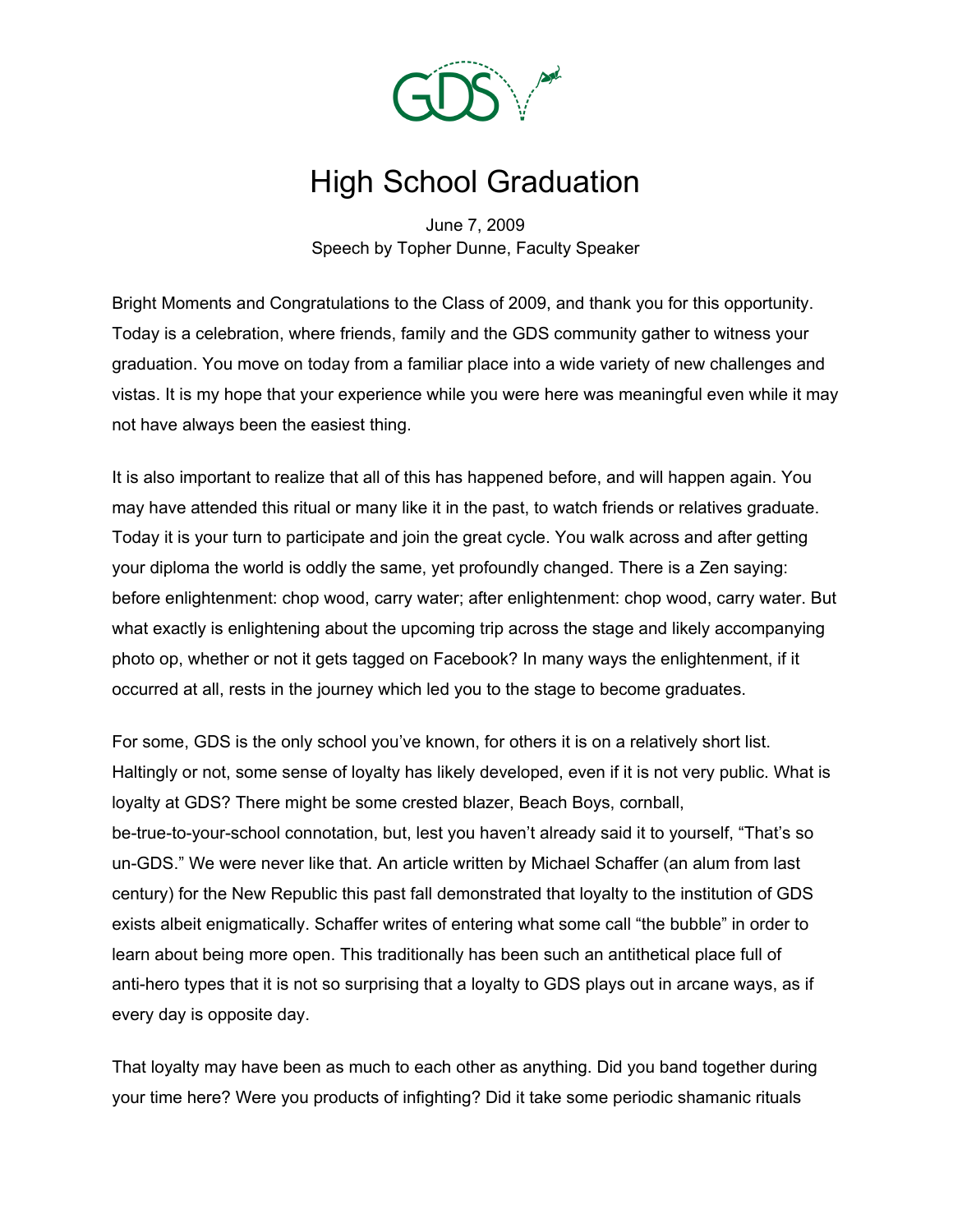# High School Graduation

June 7, 2009
Speech by Topher Dunne, Faculty Speaker

Bright Moments and Congratulations to the Class of 2009, and thank you for this opportunity. Today is a celebration, where friends, family and the GDS community gather to witness your graduation. You move on today from a familiar place into a wide variety of new challenges and vistas. It is my hope that your experience while you were here was meaningful even while it may not have always been the easiest thing.

It is also important to realize that all of this has happened before, and will happen again. You may have attended this ritual or many like it in the past, to watch friends or relatives graduate. Today it is your turn to participate and join the great cycle. You walk across and after getting your diploma the world is oddly the same, yet profoundly changed. There is a Zen saying: before enlightenment: chop wood, carry water; after enlightenment: chop wood, carry water. But what exactly is enlightening about the upcoming trip across the stage and likely accompanying photo op, whether or not it gets tagged on Facebook? In many ways the enlightenment, if it occurred at all, rests in the journey which led you to the stage to become graduates.

For some, GDS is the only school you've known, for others it is on a relatively short list. Haltingly or not, some sense of loyalty has likely developed, even if it is not very public. What is loyalty at GDS? There might be some crested blazer, Beach Boys, cornball, be-true-to-your-school connotation, but, lest you haven't already said it to yourself, "That's so un-GDS." We were never like that. An article written by Michael Schaffer (an alum from last century) for the New Republic this past fall demonstrated that loyalty to the institution of GDS exists albeit enigmatically. Schaffer writes of entering what some call "the bubble" in order to learn about being more open. This traditionally has been such an antithetical place full of anti-hero types that it is not so surprising that a loyalty to GDS plays out in arcane ways, as if every day is opposite day.

That loyalty may have been as much to each other as anything. Did you band together during your time here? Were you products of infighting? Did it take some periodic shamanic rituals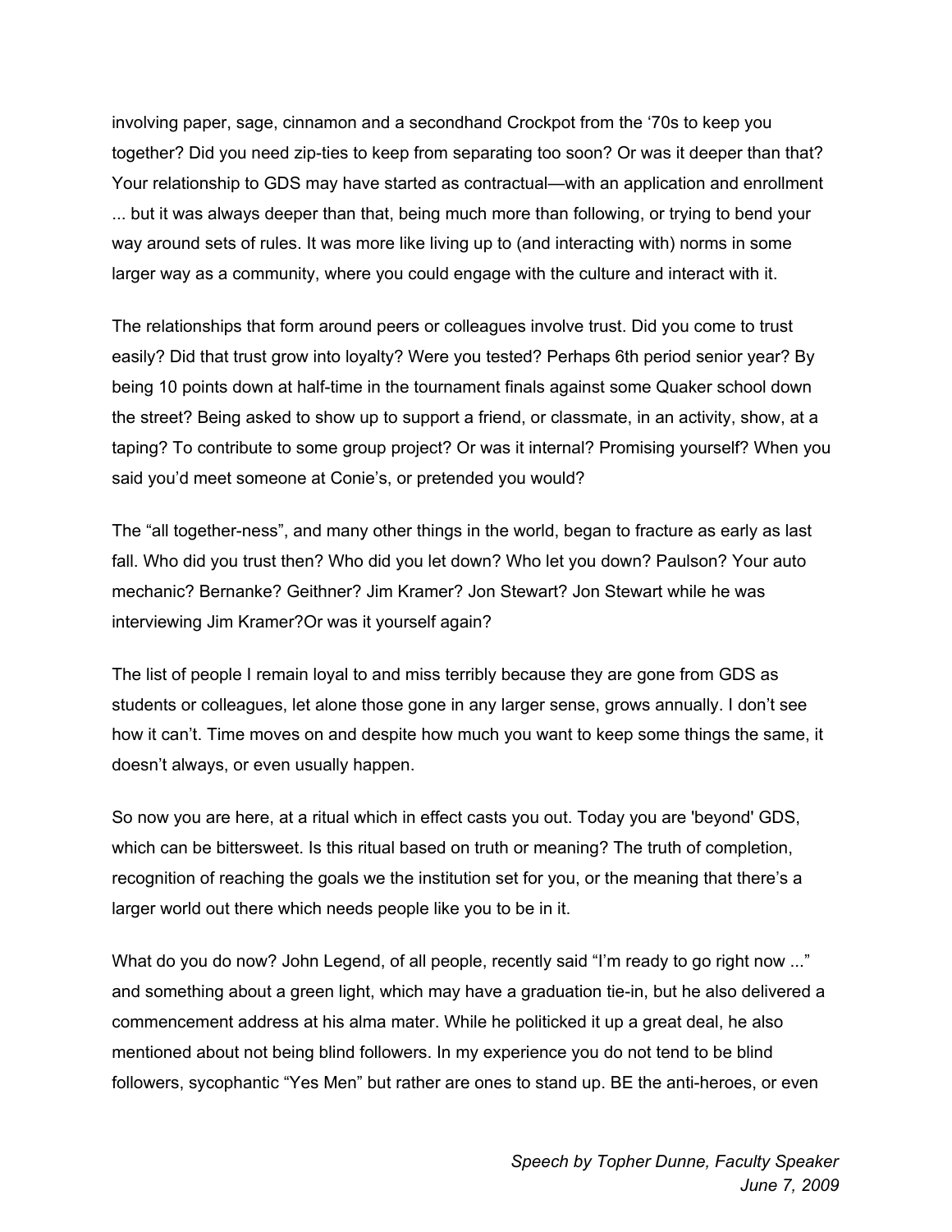involving paper, sage, cinnamon and a secondhand Crockpot from the '70s to keep you together? Did you need zip-ties to keep from separating too soon? Or was it deeper than that? Your relationship to GDS may have started as contractual—with an application and enrollment ... but it was always deeper than that, being much more than following, or trying to bend your way around sets of rules. It was more like living up to (and interacting with) norms in some larger way as a community, where you could engage with the culture and interact with it.

The relationships that form around peers or colleagues involve trust. Did you come to trust easily? Did that trust grow into loyalty? Were you tested? Perhaps 6th period senior year? By being 10 points down at half-time in the tournament finals against some Quaker school down the street? Being asked to show up to support a friend, or classmate, in an activity, show, at a taping? To contribute to some group project? Or was it internal? Promising yourself? When you said you'd meet someone at Conie's, or pretended you would?

The "all together-ness", and many other things in the world, began to fracture as early as last fall. Who did you trust then? Who did you let down? Who let you down? Paulson? Your auto mechanic? Bernanke? Geithner? Jim Kramer? Jon Stewart? Jon Stewart while he was interviewing Jim Kramer?Or was it yourself again?

The list of people I remain loyal to and miss terribly because they are gone from GDS as students or colleagues, let alone those gone in any larger sense, grows annually. I don't see how it can't. Time moves on and despite how much you want to keep some things the same, it doesn't always, or even usually happen.

So now you are here, at a ritual which in effect casts you out. Today you are 'beyond' GDS, which can be bittersweet. Is this ritual based on truth or meaning? The truth of completion, recognition of reaching the goals we the institution set for you, or the meaning that there's a larger world out there which needs people like you to be in it.

What do you do now? John Legend, of all people, recently said "I'm ready to go right now ..." and something about a green light, which may have a graduation tie-in, but he also delivered a commencement address at his alma mater. While he politicked it up a great deal, he also mentioned about not being blind followers. In my experience you do not tend to be blind followers, sycophantic "Yes Men" but rather are ones to stand up. BE the anti-heroes, or even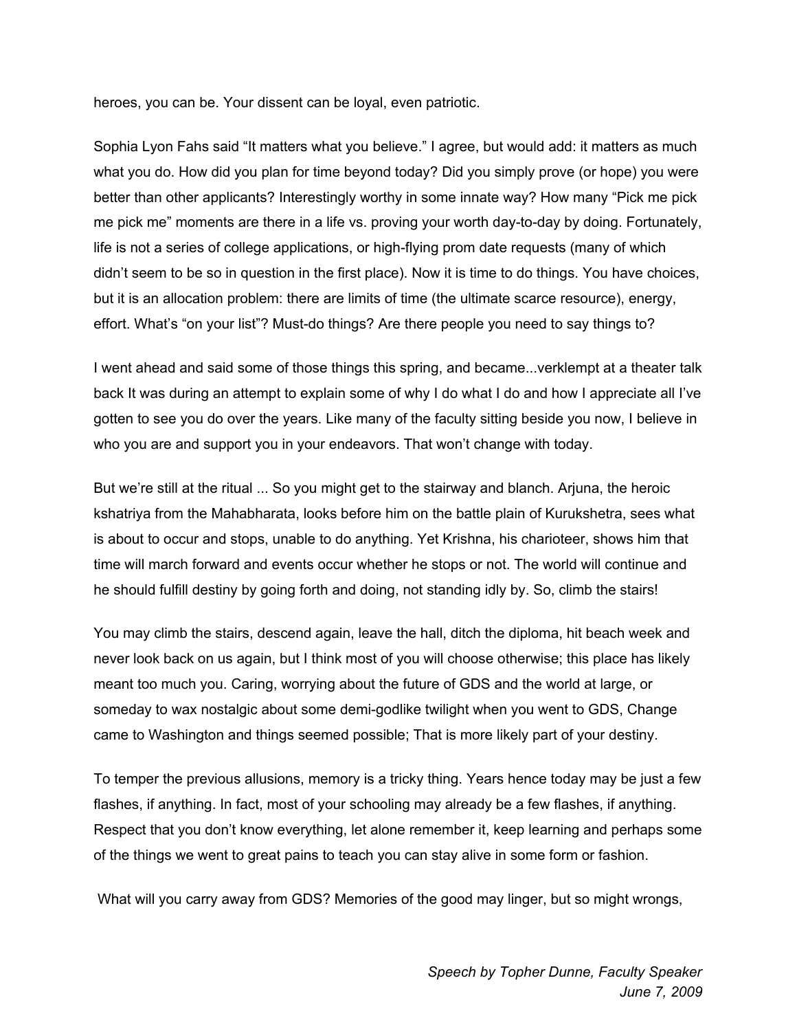heroes, you can be. Your dissent can be loyal, even patriotic.

Sophia Lyon Fahs said “It matters what you believe.” I agree, but would add: it matters as much what you do. How did you plan for time beyond today? Did you simply prove (or hope) you were better than other applicants? Interestingly worthy in some innate way? How many “Pick me pick me pick me” moments are there in a life vs. proving your worth day-to-day by doing. Fortunately, life is not a series of college applications, or high-flying prom date requests (many of which didn’t seem to be so in question in the first place). Now it is time to do things. You have choices, but it is an allocation problem: there are limits of time (the ultimate scarce resource), energy, effort. What’s “on your list”? Must-do things? Are there people you need to say things to?

I went ahead and said some of those things this spring, and became...verklempt at a theater talk back It was during an attempt to explain some of why I do what I do and how I appreciate all I’ve gotten to see you do over the years. Like many of the faculty sitting beside you now, I believe in who you are and support you in your endeavors. That won’t change with today.

But we’re still at the ritual ... So you might get to the stairway and blanch. Arjuna, the heroic kshatriya from the Mahabharata, looks before him on the battle plain of Kurukshetra, sees what is about to occur and stops, unable to do anything. Yet Krishna, his charioteer, shows him that time will march forward and events occur whether he stops or not. The world will continue and he should fulfill destiny by going forth and doing, not standing idly by. So, climb the stairs!

You may climb the stairs, descend again, leave the hall, ditch the diploma, hit beach week and never look back on us again, but I think most of you will choose otherwise; this place has likely meant too much you. Caring, worrying about the future of GDS and the world at large, or someday to wax nostalgic about some demi-godlike twilight when you went to GDS, Change came to Washington and things seemed possible; That is more likely part of your destiny.

To temper the previous allusions, memory is a tricky thing. Years hence today may be just a few flashes, if anything. In fact, most of your schooling may already be a few flashes, if anything. Respect that you don’t know everything, let alone remember it, keep learning and perhaps some of the things we went to great pains to teach you can stay alive in some form or fashion.

What will you carry away from GDS? Memories of the good may linger, but so might wrongs,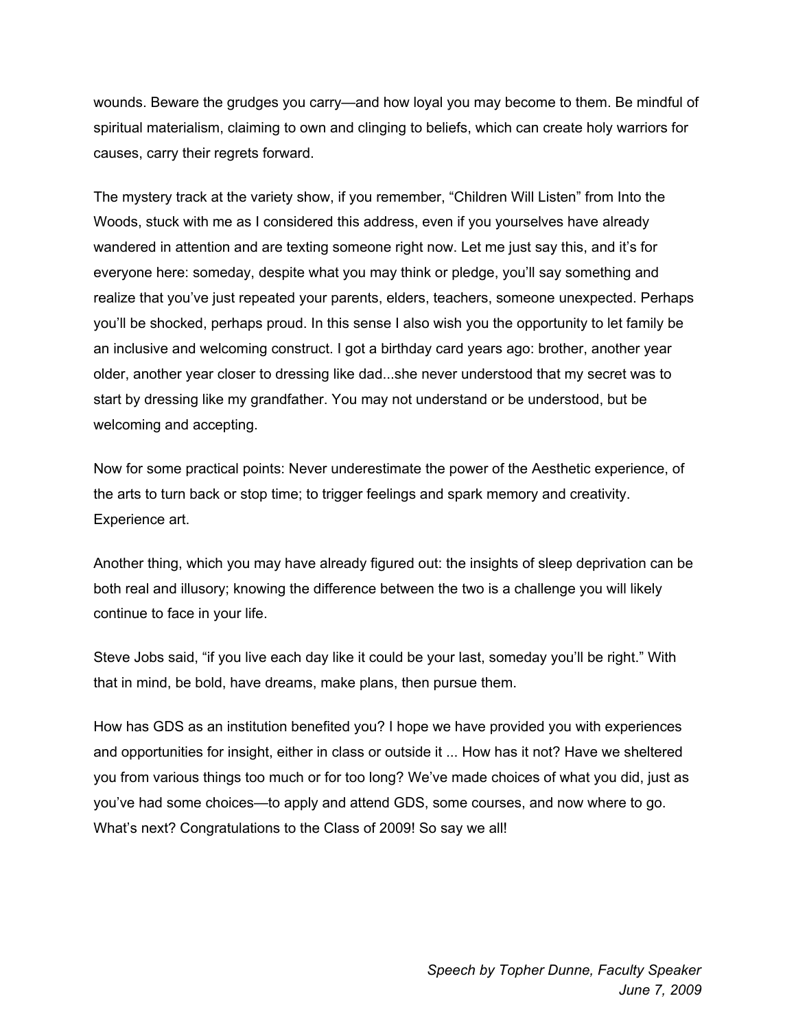wounds. Beware the grudges you carry—and how loyal you may become to them. Be mindful of spiritual materialism, claiming to own and clinging to beliefs, which can create holy warriors for causes, carry their regrets forward.

The mystery track at the variety show, if you remember, "Children Will Listen" from Into the Woods, stuck with me as I considered this address, even if you yourselves have already wandered in attention and are texting someone right now. Let me just say this, and it's for everyone here: someday, despite what you may think or pledge, you'll say something and realize that you've just repeated your parents, elders, teachers, someone unexpected. Perhaps you'll be shocked, perhaps proud. In this sense I also wish you the opportunity to let family be an inclusive and welcoming construct. I got a birthday card years ago: brother, another year older, another year closer to dressing like dad...she never understood that my secret was to start by dressing like my grandfather. You may not understand or be understood, but be welcoming and accepting.

Now for some practical points: Never underestimate the power of the Aesthetic experience, of the arts to turn back or stop time; to trigger feelings and spark memory and creativity. Experience art.

Another thing, which you may have already figured out: the insights of sleep deprivation can be both real and illusory; knowing the difference between the two is a challenge you will likely continue to face in your life.

Steve Jobs said, "if you live each day like it could be your last, someday you'll be right." With that in mind, be bold, have dreams, make plans, then pursue them.

How has GDS as an institution benefited you? I hope we have provided you with experiences and opportunities for insight, either in class or outside it ... How has it not? Have we sheltered you from various things too much or for too long? We've made choices of what you did, just as you've had some choices—to apply and attend GDS, some courses, and now where to go. What's next? Congratulations to the Class of 2009! So say we all!

*Speech by Topher Dunne, Faculty Speaker*
*June 7, 2009*